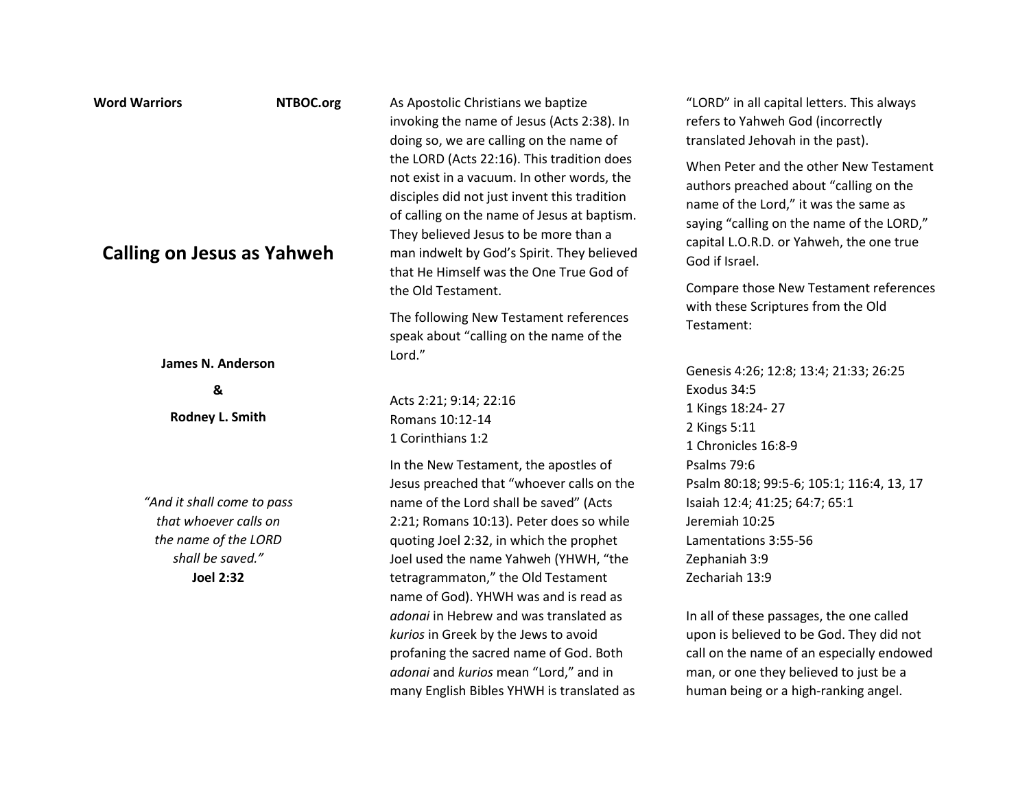**Word Warriors** **NTBOC.org**

# Calling on Jesus as Yahweh

**James N. Anderson**

**&**

**Rodney L. Smith**

*"And it shall come to pass that whoever calls on the name of the LORD shall be saved."*
**Joel 2:32**

As Apostolic Christians we baptize invoking the name of Jesus (Acts 2:38). In doing so, we are calling on the name of the LORD (Acts 22:16). This tradition does not exist in a vacuum. In other words, the disciples did not just invent this tradition of calling on the name of Jesus at baptism. They believed Jesus to be more than a man indwelt by God's Spirit. They believed that He Himself was the One True God of the Old Testament.

The following New Testament references speak about "calling on the name of the Lord."

Acts 2:21; 9:14; 22:16
Romans 10:12-14
1 Corinthians 1:2

In the New Testament, the apostles of Jesus preached that "whoever calls on the name of the Lord shall be saved" (Acts 2:21; Romans 10:13). Peter does so while quoting Joel 2:32, in which the prophet Joel used the name Yahweh (YHWH, "the tetragrammaton," the Old Testament name of God). YHWH was and is read as *adonai* in Hebrew and was translated as *kurios* in Greek by the Jews to avoid profaning the sacred name of God. Both *adonai* and *kurios* mean "Lord," and in many English Bibles YHWH is translated as "LORD" in all capital letters. This always refers to Yahweh God (incorrectly translated Jehovah in the past).

When Peter and the other New Testament authors preached about "calling on the name of the Lord," it was the same as saying "calling on the name of the LORD," capital L.O.R.D. or Yahweh, the one true God if Israel.

Compare those New Testament references with these Scriptures from the Old Testament:

Genesis 4:26; 12:8; 13:4; 21:33; 26:25
Exodus 34:5
1 Kings 18:24- 27
2 Kings 5:11
1 Chronicles 16:8-9
Psalms 79:6
Psalm 80:18; 99:5-6; 105:1; 116:4, 13, 17
Isaiah 12:4; 41:25; 64:7; 65:1
Jeremiah 10:25
Lamentations 3:55-56
Zephaniah 3:9
Zechariah 13:9

In all of these passages, the one called upon is believed to be God. They did not call on the name of an especially endowed man, or one they believed to just be a human being or a high-ranking angel.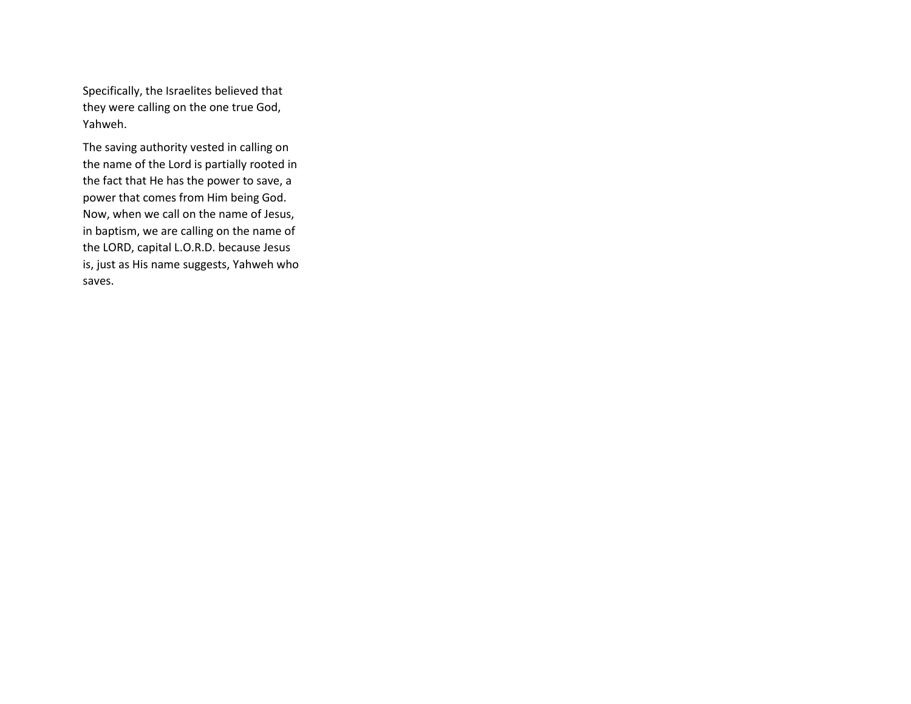Specifically, the Israelites believed that they were calling on the one true God, Yahweh.

The saving authority vested in calling on the name of the Lord is partially rooted in the fact that He has the power to save, a power that comes from Him being God. Now, when we call on the name of Jesus, in baptism, we are calling on the name of the LORD, capital L.O.R.D. because Jesus is, just as His name suggests, Yahweh who saves.